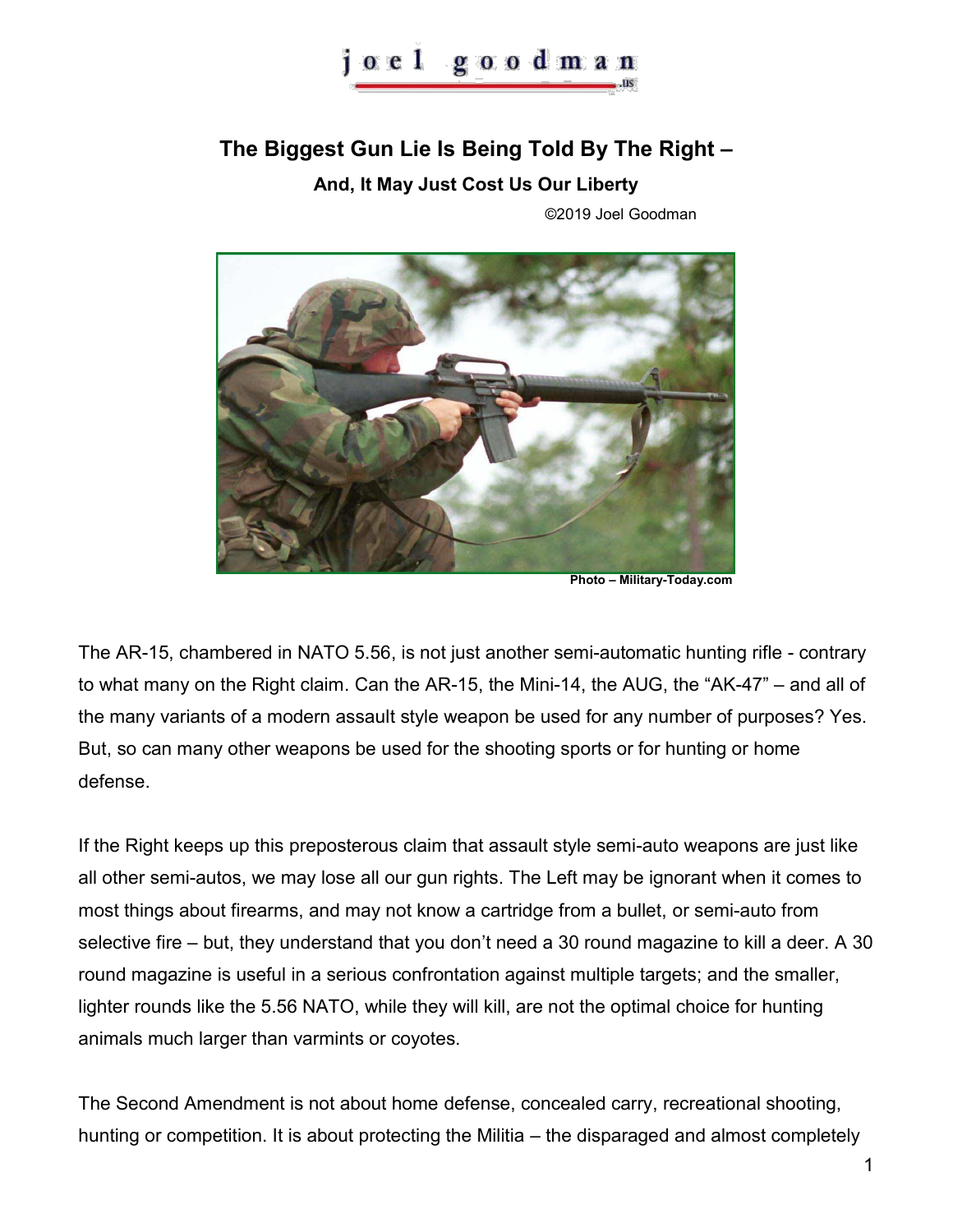joel goodman .us

# The Biggest Gun Lie Is Being Told By The Right –

## And, It May Just Cost Us Our Liberty

©2019 Joel Goodman

Photo – Military-Today.com

The AR-15, chambered in NATO 5.56, is not just another semi-automatic hunting rifle - contrary to what many on the Right claim. Can the AR-15, the Mini-14, the AUG, the "AK-47" – and all of the many variants of a modern assault style weapon be used for any number of purposes? Yes. But, so can many other weapons be used for the shooting sports or for hunting or home defense.

If the Right keeps up this preposterous claim that assault style semi-auto weapons are just like all other semi-autos, we may lose all our gun rights. The Left may be ignorant when it comes to most things about firearms, and may not know a cartridge from a bullet, or semi-auto from selective fire – but, they understand that you don't need a 30 round magazine to kill a deer. A 30 round magazine is useful in a serious confrontation against multiple targets; and the smaller, lighter rounds like the 5.56 NATO, while they will kill, are not the optimal choice for hunting animals much larger than varmints or coyotes.

The Second Amendment is not about home defense, concealed carry, recreational shooting, hunting or competition. It is about protecting the Militia – the disparaged and almost completely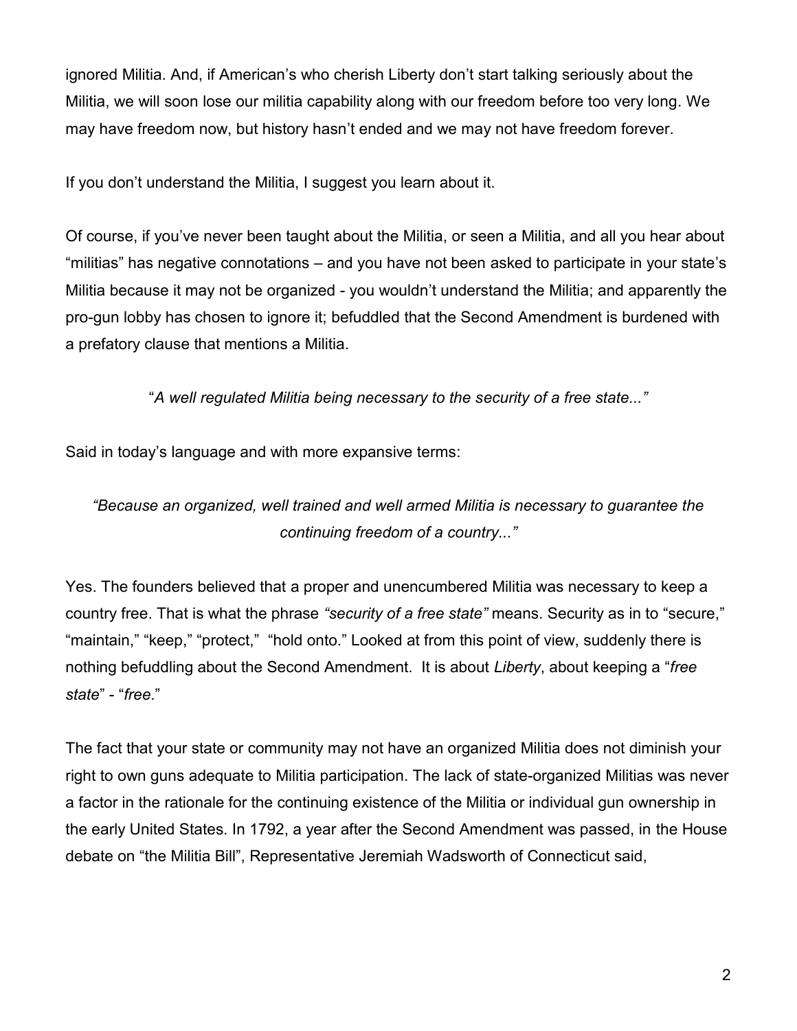ignored Militia. And, if American's who cherish Liberty don't start talking seriously about the Militia, we will soon lose our militia capability along with our freedom before too very long. We may have freedom now, but history hasn't ended and we may not have freedom forever.

If you don't understand the Militia, I suggest you learn about it.

Of course, if you've never been taught about the Militia, or seen a Militia, and all you hear about "militias" has negative connotations – and you have not been asked to participate in your state's Militia because it may not be organized - you wouldn't understand the Militia; and apparently the pro-gun lobby has chosen to ignore it; befuddled that the Second Amendment is burdened with a prefatory clause that mentions a Militia.

"*A well regulated Militia being necessary to the security of a free state...*"

Said in today's language and with more expansive terms:

*"Because an organized, well trained and well armed Militia is necessary to guarantee the continuing freedom of a country..."*

Yes. The founders believed that a proper and unencumbered Militia was necessary to keep a country free. That is what the phrase *"security of a free state"* means. Security as in to "secure," "maintain," "keep," "protect," "hold onto." Looked at from this point of view, suddenly there is nothing befuddling about the Second Amendment. It is about *Liberty*, about keeping a "*free state*" - "*free*."

The fact that your state or community may not have an organized Militia does not diminish your right to own guns adequate to Militia participation. The lack of state-organized Militias was never a factor in the rationale for the continuing existence of the Militia or individual gun ownership in the early United States. In 1792, a year after the Second Amendment was passed, in the House debate on "the Militia Bill", Representative Jeremiah Wadsworth of Connecticut said,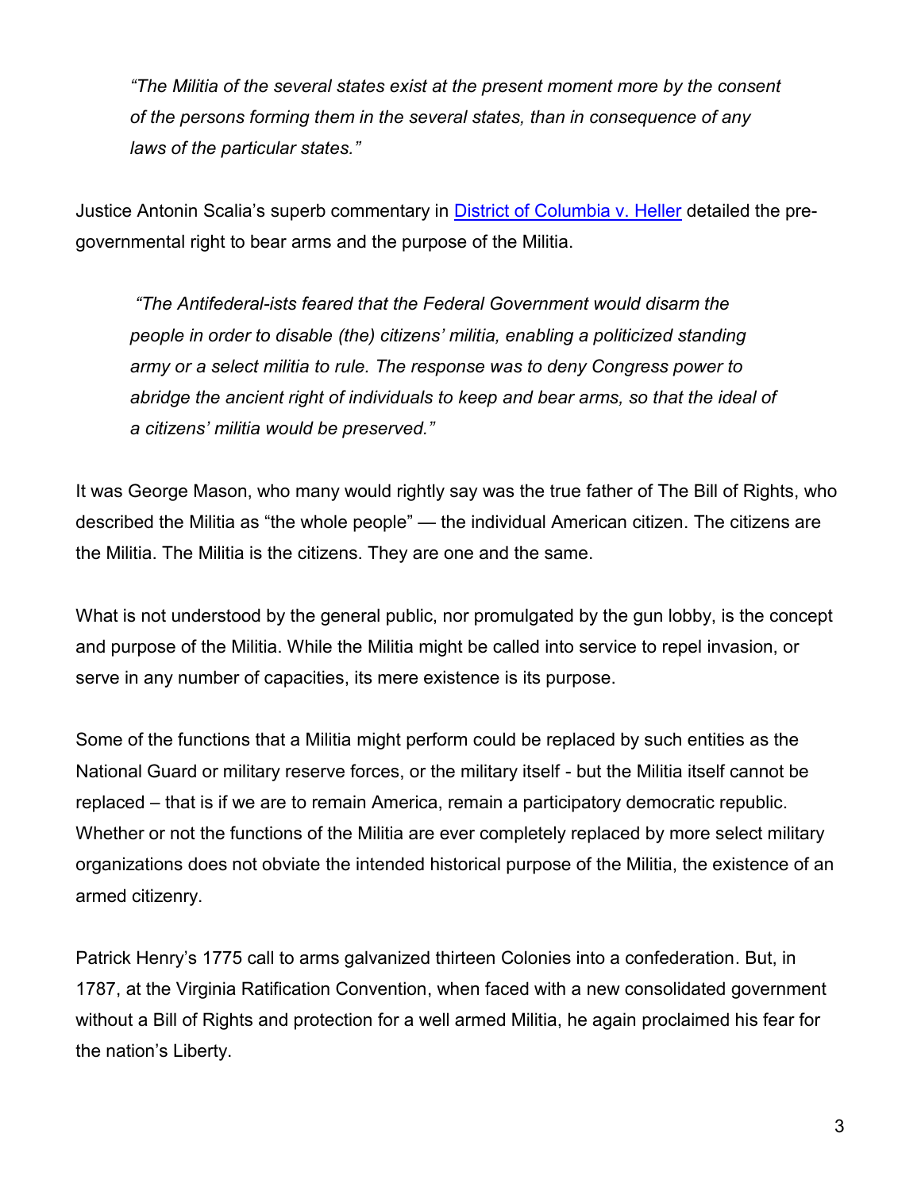> *"The Militia of the several states exist at the present moment more by the consent of the persons forming them in the several states, than in consequence of any laws of the particular states."*

Justice Antonin Scalia's superb commentary in [District of Columbia v. Heller]() detailed the pre-governmental right to bear arms and the purpose of the Militia.

> *"The Antifederal-ists feared that the Federal Government would disarm the people in order to disable (the) citizens' militia, enabling a politicized standing army or a select militia to rule. The response was to deny Congress power to abridge the ancient right of individuals to keep and bear arms, so that the ideal of a citizens' militia would be preserved."*

It was George Mason, who many would rightly say was the true father of The Bill of Rights, who described the Militia as "the whole people" — the individual American citizen. The citizens are the Militia. The Militia is the citizens. They are one and the same.

What is not understood by the general public, nor promulgated by the gun lobby, is the concept and purpose of the Militia. While the Militia might be called into service to repel invasion, or serve in any number of capacities, its mere existence is its purpose.

Some of the functions that a Militia might perform could be replaced by such entities as the National Guard or military reserve forces, or the military itself - but the Militia itself cannot be replaced – that is if we are to remain America, remain a participatory democratic republic. Whether or not the functions of the Militia are ever completely replaced by more select military organizations does not obviate the intended historical purpose of the Militia, the existence of an armed citizenry.

Patrick Henry's 1775 call to arms galvanized thirteen Colonies into a confederation. But, in 1787, at the Virginia Ratification Convention, when faced with a new consolidated government without a Bill of Rights and protection for a well armed Militia, he again proclaimed his fear for the nation's Liberty.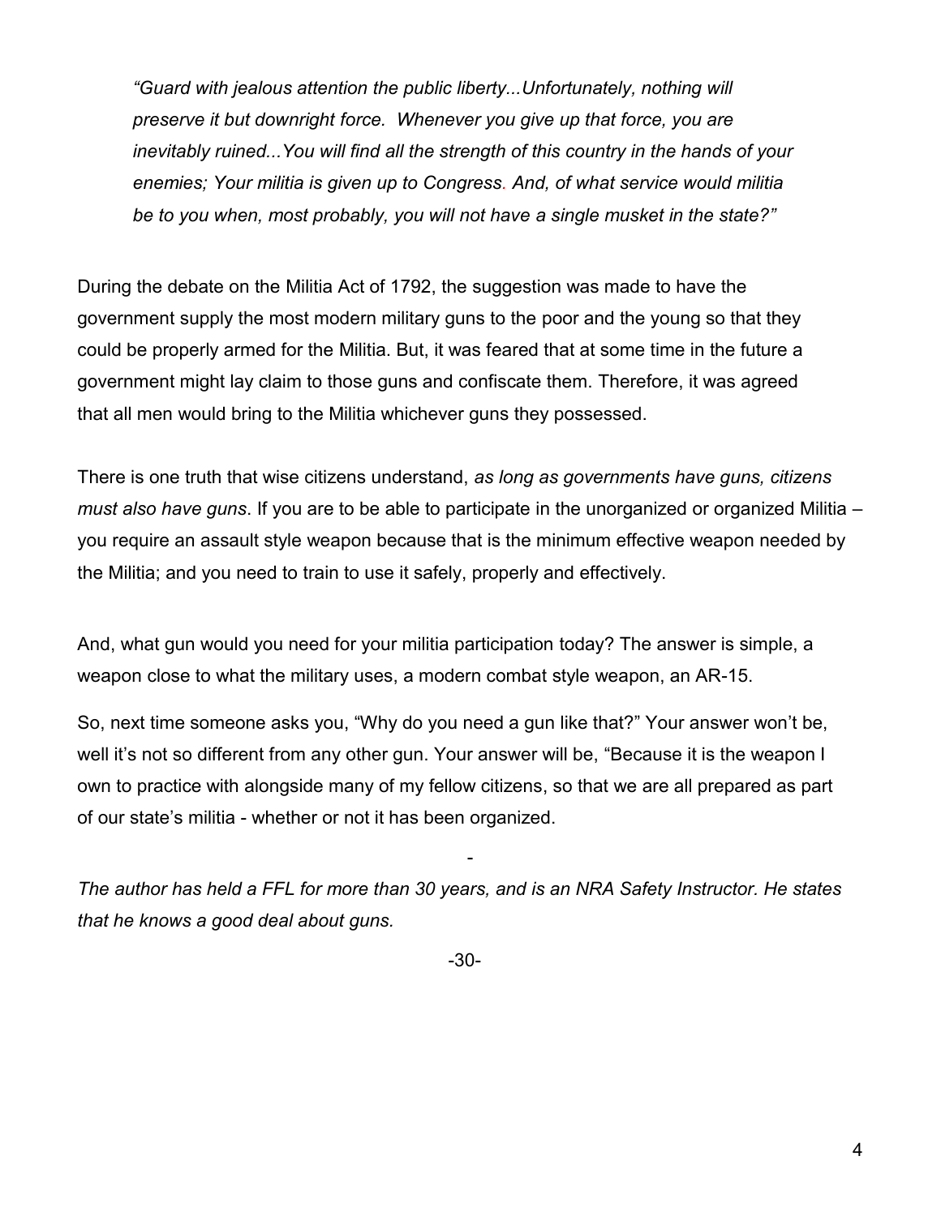*"Guard with jealous attention the public liberty...Unfortunately, nothing will preserve it but downright force. Whenever you give up that force, you are inevitably ruined...You will find all the strength of this country in the hands of your enemies; Your militia is given up to Congress. And, of what service would militia be to you when, most probably, you will not have a single musket in the state?"*

During the debate on the Militia Act of 1792, the suggestion was made to have the government supply the most modern military guns to the poor and the young so that they could be properly armed for the Militia. But, it was feared that at some time in the future a government might lay claim to those guns and confiscate them. Therefore, it was agreed that all men would bring to the Militia whichever guns they possessed.

There is one truth that wise citizens understand, *as long as governments have guns, citizens must also have guns*. If you are to be able to participate in the unorganized or organized Militia – you require an assault style weapon because that is the minimum effective weapon needed by the Militia; and you need to train to use it safely, properly and effectively.

And, what gun would you need for your militia participation today? The answer is simple, a weapon close to what the military uses, a modern combat style weapon, an AR-15.

So, next time someone asks you, "Why do you need a gun like that?" Your answer won't be, well it's not so different from any other gun. Your answer will be, "Because it is the weapon I own to practice with alongside many of my fellow citizens, so that we are all prepared as part of our state's militia - whether or not it has been organized.

-

*The author has held a FFL for more than 30 years, and is an NRA Safety Instructor. He states that he knows a good deal about guns.*

-30-